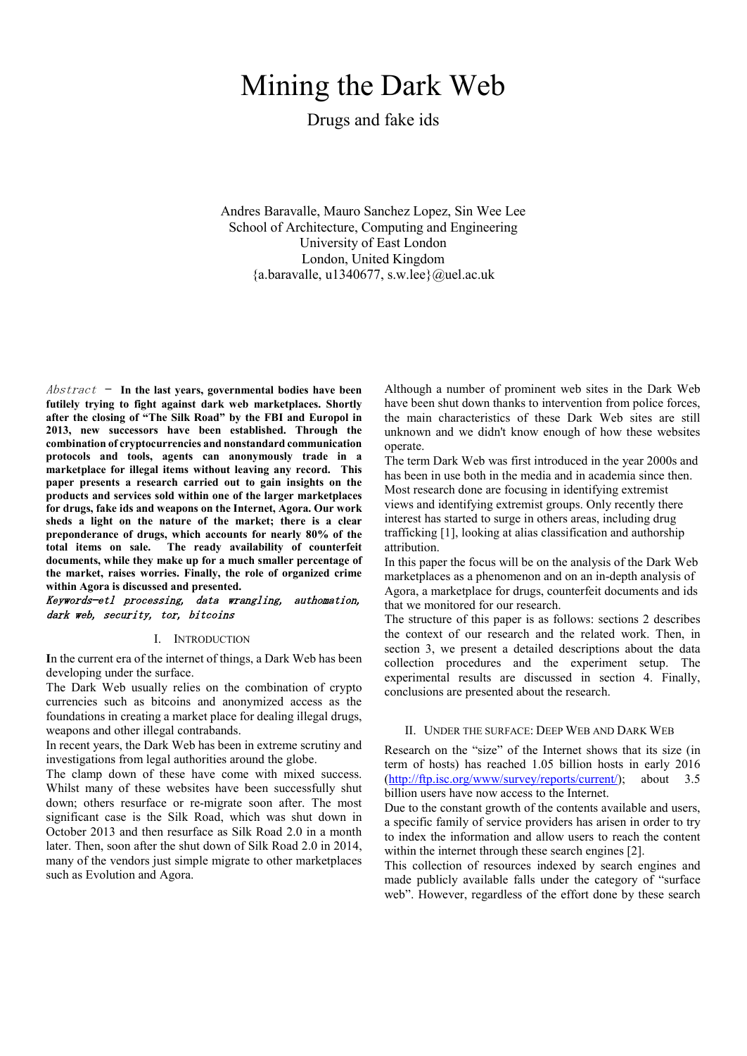# Mining the Dark Web

Drugs and fake ids

Andres Baravalle, Mauro Sanchez Lopez, Sin Wee Lee
School of Architecture, Computing and Engineering
University of East London
London, United Kingdom
{a.baravalle, u1340677, s.w.lee}@uel.ac.uk

*Abstract* – **In the last years, governmental bodies have been futilely trying to fight against dark web marketplaces. Shortly after the closing of "The Silk Road" by the FBI and Europol in 2013, new successors have been established. Through the combination of cryptocurrencies and nonstandard communication protocols and tools, agents can anonymously trade in a marketplace for illegal items without leaving any record. This paper presents a research carried out to gain insights on the products and services sold within one of the larger marketplaces for drugs, fake ids and weapons on the Internet, Agora. Our work sheds a light on the nature of the market; there is a clear preponderance of drugs, which accounts for nearly 80% of the total items on sale. The ready availability of counterfeit documents, while they make up for a much smaller percentage of the market, raises worries. Finally, the role of organized crime within Agora is discussed and presented.**

*Keywords-etl processing, data wrangling, authomation, dark web, security, tor, bitcoins*

## I. Introduction

**I**n the current era of the internet of things, a Dark Web has been developing under the surface.

The Dark Web usually relies on the combination of crypto currencies such as bitcoins and anonymized access as the foundations in creating a market place for dealing illegal drugs, weapons and other illegal contrabands.

In recent years, the Dark Web has been in extreme scrutiny and investigations from legal authorities around the globe.

The clamp down of these have come with mixed success. Whilst many of these websites have been successfully shut down; others resurface or re-migrate soon after. The most significant case is the Silk Road, which was shut down in October 2013 and then resurface as Silk Road 2.0 in a month later. Then, soon after the shut down of Silk Road 2.0 in 2014, many of the vendors just simple migrate to other marketplaces such as Evolution and Agora.

Although a number of prominent web sites in the Dark Web have been shut down thanks to intervention from police forces, the main characteristics of these Dark Web sites are still unknown and we didn't know enough of how these websites operate.

The term Dark Web was first introduced in the year 2000s and has been in use both in the media and in academia since then. Most research done are focusing in identifying extremist views and identifying extremist groups. Only recently there interest has started to surge in others areas, including drug trafficking [1], looking at alias classification and authorship attribution.

In this paper the focus will be on the analysis of the Dark Web marketplaces as a phenomenon and on an in-depth analysis of Agora, a marketplace for drugs, counterfeit documents and ids that we monitored for our research.

The structure of this paper is as follows: sections 2 describes the context of our research and the related work. Then, in section 3, we present a detailed descriptions about the data collection procedures and the experiment setup. The experimental results are discussed in section 4. Finally, conclusions are presented about the research.

## II. Under the Surface: Deep Web and Dark Web

Research on the "size" of the Internet shows that its size (in term of hosts) has reached 1.05 billion hosts in early 2016 (http://ftp.isc.org/www/survey/reports/current/); about 3.5 billion users have now access to the Internet.

Due to the constant growth of the contents available and users, a specific family of service providers has arisen in order to try to index the information and allow users to reach the content within the internet through these search engines [2].

This collection of resources indexed by search engines and made publicly available falls under the category of "surface web". However, regardless of the effort done by these search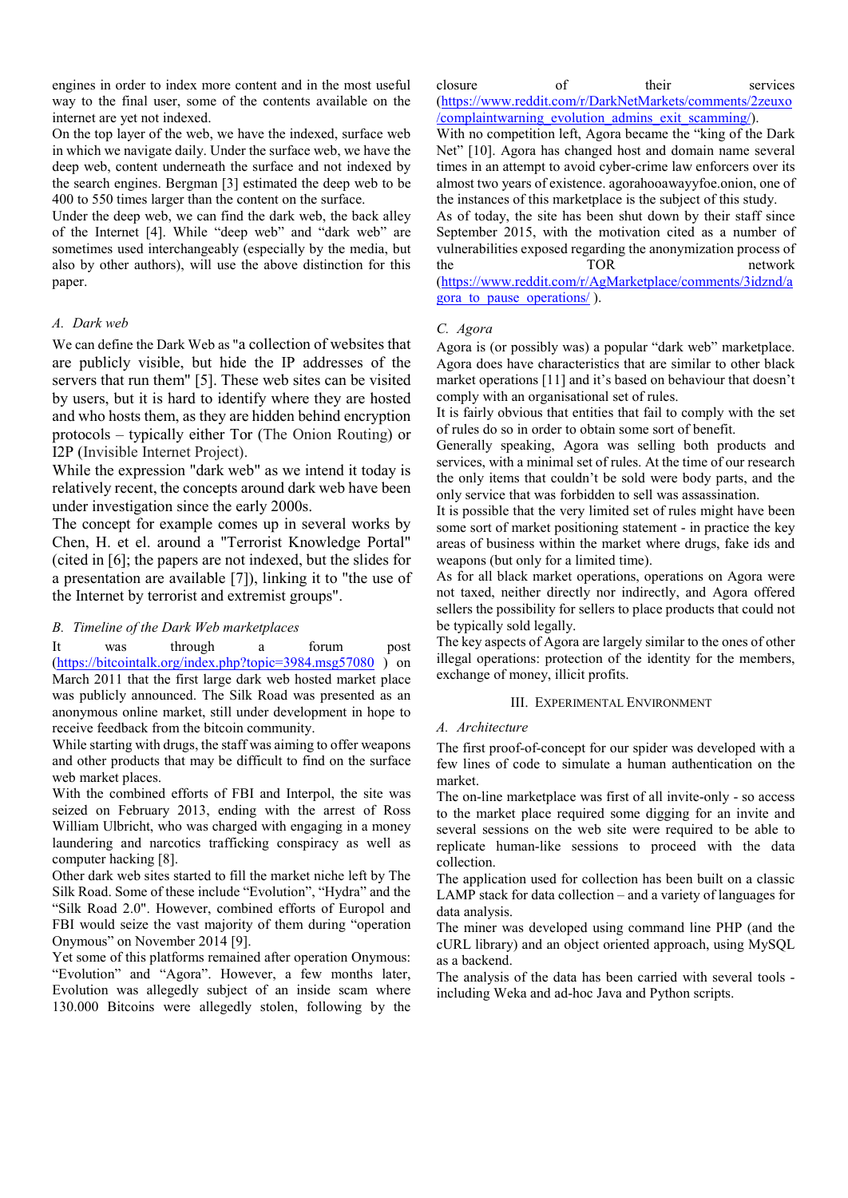engines in order to index more content and in the most useful way to the final user, some of the contents available on the internet are yet not indexed.
On the top layer of the web, we have the indexed, surface web in which we navigate daily. Under the surface web, we have the deep web, content underneath the surface and not indexed by the search engines. Bergman [3] estimated the deep web to be 400 to 550 times larger than the content on the surface.
Under the deep web, we can find the dark web, the back alley of the Internet [4]. While "deep web" and "dark web" are sometimes used interchangeably (especially by the media, but also by other authors), will use the above distinction for this paper.

### *A. Dark web*

We can define the Dark Web as "a collection of websites that are publicly visible, but hide the IP addresses of the servers that run them" [5]. These web sites can be visited by users, but it is hard to identify where they are hosted and who hosts them, as they are hidden behind encryption protocols – typically either Tor (The Onion Routing) or I2P (Invisible Internet Project).
While the expression "dark web" as we intend it today is relatively recent, the concepts around dark web have been under investigation since the early 2000s.
The concept for example comes up in several works by Chen, H. et el. around a "Terrorist Knowledge Portal" (cited in [6]; the papers are not indexed, but the slides for a presentation are available [7]), linking it to "the use of the Internet by terrorist and extremist groups".

### *B. Timeline of the Dark Web marketplaces*

It was through a forum post (https://bitcointalk.org/index.php?topic=3984.msg57080 ) on March 2011 that the first large dark web hosted market place was publicly announced. The Silk Road was presented as an anonymous online market, still under development in hope to receive feedback from the bitcoin community.
While starting with drugs, the staff was aiming to offer weapons and other products that may be difficult to find on the surface web market places.
With the combined efforts of FBI and Interpol, the site was seized on February 2013, ending with the arrest of Ross William Ulbricht, who was charged with engaging in a money laundering and narcotics trafficking conspiracy as well as computer hacking [8].
Other dark web sites started to fill the market niche left by The Silk Road. Some of these include "Evolution", "Hydra" and the "Silk Road 2.0". However, combined efforts of Europol and FBI would seize the vast majority of them during "operation Onymous" on November 2014 [9].
Yet some of this platforms remained after operation Onymous: "Evolution" and "Agora". However, a few months later, Evolution was allegedly subject of an inside scam where 130.000 Bitcoins were allegedly stolen, following by the closure of their services (https://www.reddit.com/r/DarkNetMarkets/comments/2zeuxo/complaintwarning_evolution_admins_exit_scamming/).
With no competition left, Agora became the "king of the Dark Net" [10]. Agora has changed host and domain name several times in an attempt to avoid cyber-crime law enforcers over its almost two years of existence. agorahooawayyfoe.onion, one of the instances of this marketplace is the subject of this study.
As of today, the site has been shut down by their staff since September 2015, with the motivation cited as a number of vulnerabilities exposed regarding the anonymization process of the TOR network (https://www.reddit.com/r/AgMarketplace/comments/3idznd/agora_to_pause_operations/ ).

### *C. Agora*

Agora is (or possibly was) a popular "dark web" marketplace. Agora does have characteristics that are similar to other black market operations [11] and it's based on behaviour that doesn't comply with an organisational set of rules.
It is fairly obvious that entities that fail to comply with the set of rules do so in order to obtain some sort of benefit.
Generally speaking, Agora was selling both products and services, with a minimal set of rules. At the time of our research the only items that couldn't be sold were body parts, and the only service that was forbidden to sell was assassination.
It is possible that the very limited set of rules might have been some sort of market positioning statement - in practice the key areas of business within the market where drugs, fake ids and weapons (but only for a limited time).
As for all black market operations, operations on Agora were not taxed, neither directly nor indirectly, and Agora offered sellers the possibility for sellers to place products that could not be typically sold legally.
The key aspects of Agora are largely similar to the ones of other illegal operations: protection of the identity for the members, exchange of money, illicit profits.

## III. Experimental Environment

### *A. Architecture*

The first proof-of-concept for our spider was developed with a few lines of code to simulate a human authentication on the market.
The on-line marketplace was first of all invite-only - so access to the market place required some digging for an invite and several sessions on the web site were required to be able to replicate human-like sessions to proceed with the data collection.
The application used for collection has been built on a classic LAMP stack for data collection – and a variety of languages for data analysis.
The miner was developed using command line PHP (and the cURL library) and an object oriented approach, using MySQL as a backend.
The analysis of the data has been carried with several tools - including Weka and ad-hoc Java and Python scripts.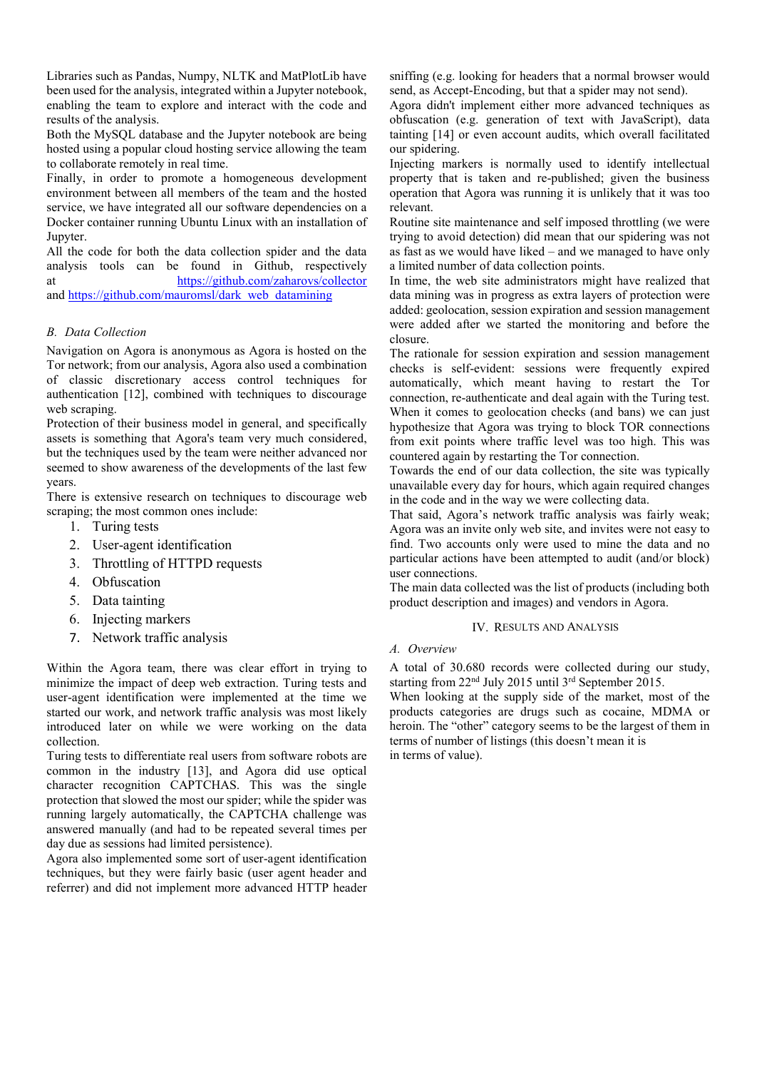Libraries such as Pandas, Numpy, NLTK and MatPlotLib have been used for the analysis, integrated within a Jupyter notebook, enabling the team to explore and interact with the code and results of the analysis.

Both the MySQL database and the Jupyter notebook are being hosted using a popular cloud hosting service allowing the team to collaborate remotely in real time.

Finally, in order to promote a homogeneous development environment between all members of the team and the hosted service, we have integrated all our software dependencies on a Docker container running Ubuntu Linux with an installation of Jupyter.

All the code for both the data collection spider and the data analysis tools can be found in Github, respectively at https://github.com/zaharovs/collector and https://github.com/mauromsl/dark_web_datamining

### B. Data Collection

Navigation on Agora is anonymous as Agora is hosted on the Tor network; from our analysis, Agora also used a combination of classic discretionary access control techniques for authentication [12], combined with techniques to discourage web scraping.

Protection of their business model in general, and specifically assets is something that Agora's team very much considered, but the techniques used by the team were neither advanced nor seemed to show awareness of the developments of the last few years.

There is extensive research on techniques to discourage web scraping; the most common ones include:

1. Turing tests
2. User-agent identification
3. Throttling of HTTPD requests
4. Obfuscation
5. Data tainting
6. Injecting markers
7. Network traffic analysis

Within the Agora team, there was clear effort in trying to minimize the impact of deep web extraction. Turing tests and user-agent identification were implemented at the time we started our work, and network traffic analysis was most likely introduced later on while we were working on the data collection.

Turing tests to differentiate real users from software robots are common in the industry [13], and Agora did use optical character recognition CAPTCHAS. This was the single protection that slowed the most our spider; while the spider was running largely automatically, the CAPTCHA challenge was answered manually (and had to be repeated several times per day due as sessions had limited persistence).

Agora also implemented some sort of user-agent identification techniques, but they were fairly basic (user agent header and referrer) and did not implement more advanced HTTP header sniffing (e.g. looking for headers that a normal browser would send, as Accept-Encoding, but that a spider may not send).

Agora didn't implement either more advanced techniques as obfuscation (e.g. generation of text with JavaScript), data tainting [14] or even account audits, which overall facilitated our spidering.

Injecting markers is normally used to identify intellectual property that is taken and re-published; given the business operation that Agora was running it is unlikely that it was too relevant.

Routine site maintenance and self imposed throttling (we were trying to avoid detection) did mean that our spidering was not as fast as we would have liked – and we managed to have only a limited number of data collection points.

In time, the web site administrators might have realized that data mining was in progress as extra layers of protection were added: geolocation, session expiration and session management were added after we started the monitoring and before the closure.

The rationale for session expiration and session management checks is self-evident: sessions were frequently expired automatically, which meant having to restart the Tor connection, re-authenticate and deal again with the Turing test. When it comes to geolocation checks (and bans) we can just hypothesize that Agora was trying to block TOR connections from exit points where traffic level was too high. This was countered again by restarting the Tor connection.

Towards the end of our data collection, the site was typically unavailable every day for hours, which again required changes in the code and in the way we were collecting data.

That said, Agora's network traffic analysis was fairly weak; Agora was an invite only web site, and invites were not easy to find. Two accounts only were used to mine the data and no particular actions have been attempted to audit (and/or block) user connections.

The main data collected was the list of products (including both product description and images) and vendors in Agora.

## IV. Results and Analysis

### A. Overview

A total of 30.680 records were collected during our study, starting from 22nd July 2015 until 3rd September 2015.

When looking at the supply side of the market, most of the products categories are drugs such as cocaine, MDMA or heroin. The "other" category seems to be the largest of them in terms of number of listings (this doesn't mean it is in terms of value).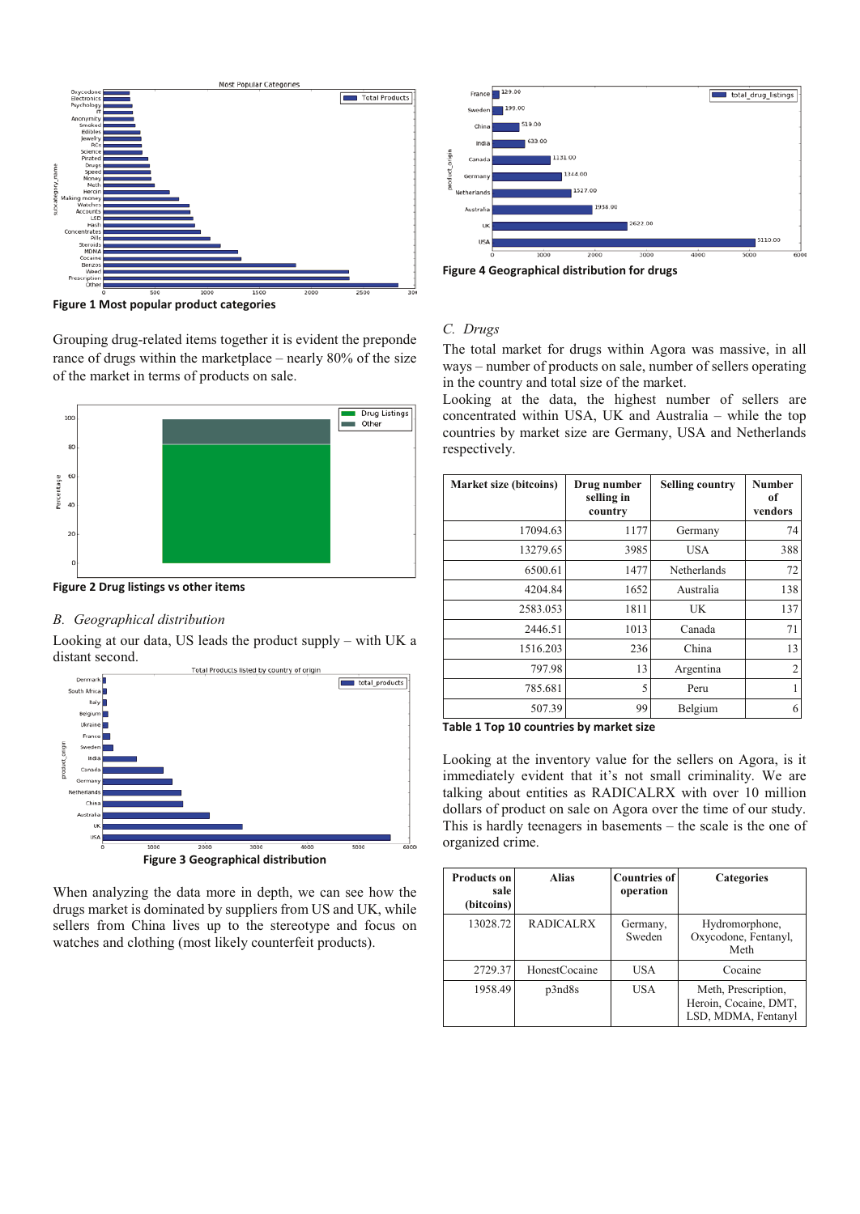Figure 1 Most popular product categories

Grouping drug-related items together it is evident the preponderance of drugs within the marketplace – nearly 80% of the size of the market in terms of products on sale.

Figure 2 Drug listings vs other items

*B. Geographical distribution*

Looking at our data, US leads the product supply – with UK a distant second.

Figure 3 Geographical distribution

When analyzing the data more in depth, we can see how the drugs market is dominated by suppliers from US and UK, while sellers from China lives up to the stereotype and focus on watches and clothing (most likely counterfeit products).

Figure 4 Geographical distribution for drugs

*C. Drugs*

The total market for drugs within Agora was massive, in all ways – number of products on sale, number of sellers operating in the country and total size of the market.

Looking at the data, the highest number of sellers are concentrated within USA, UK and Australia – while the top countries by market size are Germany, USA and Netherlands respectively.

| Market size (bitcoins) | Drug number selling in country | Selling country | Number of vendors |
|---|---|---|---|
| 17094.63 | 1177 | Germany | 74 |
| 13279.65 | 3985 | USA | 388 |
| 6500.61 | 1477 | Netherlands | 72 |
| 4204.84 | 1652 | Australia | 138 |
| 2583.053 | 1811 | UK | 137 |
| 2446.51 | 1013 | Canada | 71 |
| 1516.203 | 236 | China | 13 |
| 797.98 | 13 | Argentina | 2 |
| 785.681 | 5 | Peru | 1 |
| 507.39 | 99 | Belgium | 6 |

Table 1 Top 10 countries by market size

Looking at the inventory value for the sellers on Agora, is it immediately evident that it's not small criminality. We are talking about entities as RADICALRX with over 10 million dollars of product on sale on Agora over the time of our study. This is hardly teenagers in basements – the scale is the one of organized crime.

| Products on sale (bitcoins) | Alias | Countries of operation | Categories |
|---|---|---|---|
| 13028.72 | RADICALRX | Germany, Sweden | Hydromorphone, Oxycodone, Fentanyl, Meth |
| 2729.37 | HonestCocaine | USA | Cocaine |
| 1958.49 | p3nd8s | USA | Meth, Prescription, Heroin, Cocaine, DMT, LSD, MDMA, Fentanyl |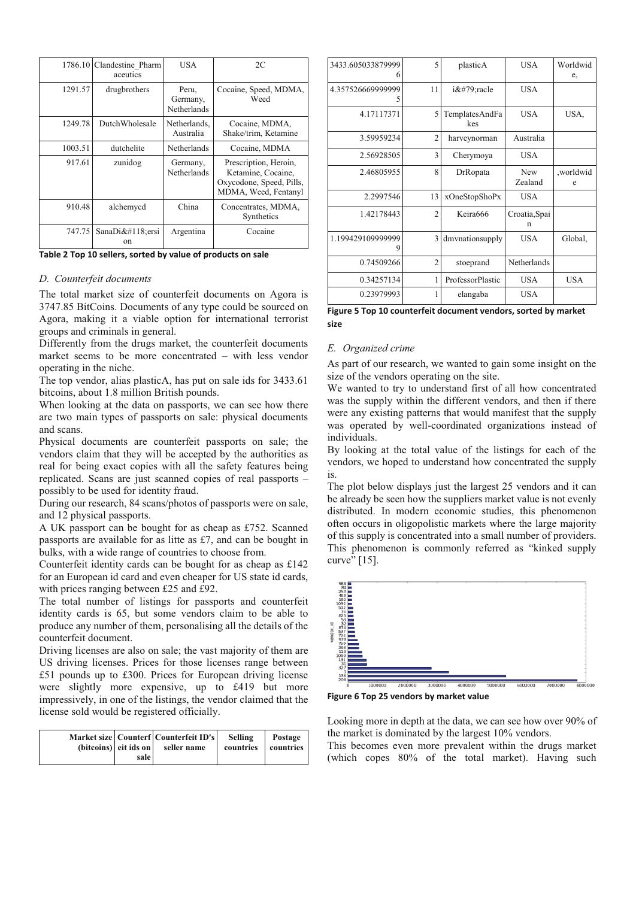| | | | |
|---|---|---|---|
| 1786.10 | Clandestine_Pharmaceutics | USA | 2C |
| 1291.57 | drugbrothers | Peru, Germany, Netherlands | Cocaine, Speed, MDMA, Weed |
| 1249.78 | DutchWholesale | Netherlands, Australia | Cocaine, MDMA, Shake/trim, Ketamine |
| 1003.51 | dutchelite | Netherlands | Cocaine, MDMA |
| 917.61 | zunidog | Germany, Netherlands | Prescription, Heroin, Ketamine, Cocaine, Oxycodone, Speed, Pills, MDMA, Weed, Fentanyl |
| 910.48 | alchemycd | China | Concentrates, MDMA, Synthetics |
| 747.75 | SanaDi&#118;ersion | Argentina | Cocaine |

**Table 2 Top 10 sellers, sorted by value of products on sale**

### *D. Counterfeit documents*

The total market size of counterfeit documents on Agora is 3747.85 BitCoins. Documents of any type could be sourced on Agora, making it a viable option for international terrorist groups and criminals in general.

Differently from the drugs market, the counterfeit documents market seems to be more concentrated – with less vendor operating in the niche.

The top vendor, alias plasticA, has put on sale ids for 3433.61 bitcoins, about 1.8 million British pounds.

When looking at the data on passports, we can see how there are two main types of passports on sale: physical documents and scans.

Physical documents are counterfeit passports on sale; the vendors claim that they will be accepted by the authorities as real for being exact copies with all the safety features being replicated. Scans are just scanned copies of real passports – possibly to be used for identity fraud.

During our research, 84 scans/photos of passports were on sale, and 12 physical passports.

A UK passport can be bought for as cheap as £752. Scanned passports are available for as litte as £7, and can be bought in bulks, with a wide range of countries to choose from.

Counterfeit identity cards can be bought for as cheap as £142 for an European id card and even cheaper for US state id cards, with prices ranging between £25 and £92.

The total number of listings for passports and counterfeit identity cards is 65, but some vendors claim to be able to produce any number of them, personalising all the details of the counterfeit document.

Driving licenses are also on sale; the vast majority of them are US driving licenses. Prices for those licenses range between £51 pounds up to £300. Prices for European driving license were slightly more expensive, up to £419 but more impressively, in one of the listings, the vendor claimed that the license sold would be registered officially.

| Market size (bitcoins) | Counterfeit ids on sale | Counterfeit ID's seller name | Selling countries | Postage countries |
|---|---|---|---|---|
| 3433.605033879999 6 | 5 | plasticA | USA | Worldwide, |
| 4.357526669999999 5 | 11 | i&#79;racle | USA | |
| 4.17117371 | 5 | TemplatesAndFakes | USA | USA, |
| 3.59959234 | 2 | harveynorman | Australia | |
| 2.56928505 | 3 | Cherymoya | USA | |
| 2.46805955 | 8 | DrRopata | New Zealand | ,worldwide |
| 2.2997546 | 13 | xOneStopShoPx | USA | |
| 1.42178443 | 2 | Keira666 | Croatia,Spain | |
| 1.199429109999999 9 | 3 | dmvnationsupply | USA | Global, |
| 0.74509266 | 2 | stoeprand | Netherlands | |
| 0.34257134 | 1 | ProfessorPlastic | USA | USA |
| 0.23979993 | 1 | elangaba | USA | |

**Figure 5 Top 10 counterfeit document vendors, sorted by market size**

### *E. Organized crime*

As part of our research, we wanted to gain some insight on the size of the vendors operating on the site.

We wanted to try to understand first of all how concentrated was the supply within the different vendors, and then if there were any existing patterns that would manifest that the supply was operated by well-coordinated organizations instead of individuals.

By looking at the total value of the listings for each of the vendors, we hoped to understand how concentrated the supply is.

The plot below displays just the largest 25 vendors and it can be already be seen how the suppliers market value is not evenly distributed. In modern economic studies, this phenomenon often occurs in oligopolistic markets where the large majority of this supply is concentrated into a small number of providers. This phenomenon is commonly referred as "kinked supply curve" [15].

**Figure 6 Top 25 vendors by market value**

Looking more in depth at the data, we can see how over 90% of the market is dominated by the largest 10% vendors.

This becomes even more prevalent within the drugs market (which copes 80% of the total market). Having such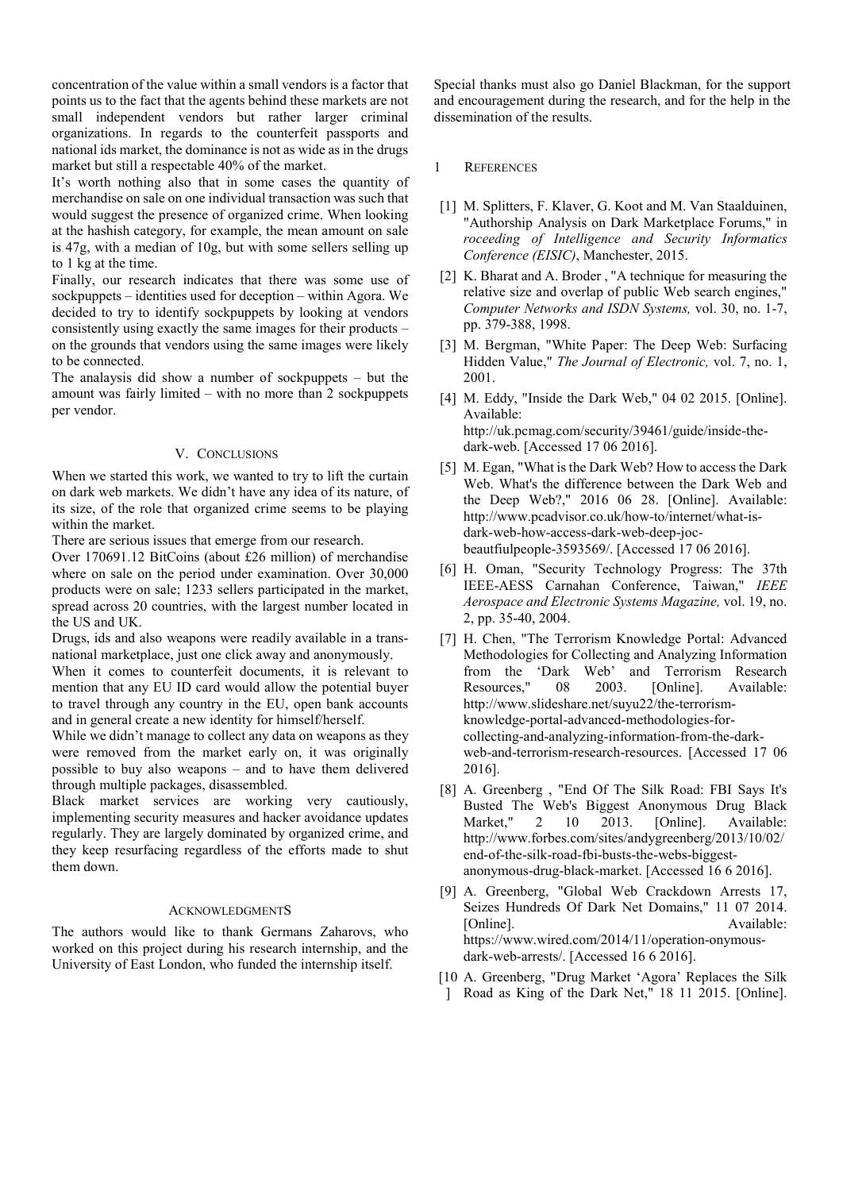concentration of the value within a small vendors is a factor that points us to the fact that the agents behind these markets are not small independent vendors but rather larger criminal organizations. In regards to the counterfeit passports and national ids market, the dominance is not as wide as in the drugs market but still a respectable 40% of the market.

It's worth nothing also that in some cases the quantity of merchandise on sale on one individual transaction was such that would suggest the presence of organized crime. When looking at the hashish category, for example, the mean amount on sale is 47g, with a median of 10g, but with some sellers selling up to 1 kg at the time.

Finally, our research indicates that there was some use of sockpuppets – identities used for deception – within Agora. We decided to try to identify sockpuppets by looking at vendors consistently using exactly the same images for their products – on the grounds that vendors using the same images were likely to be connected.

The analaysis did show a number of sockpuppets – but the amount was fairly limited – with no more than 2 sockpuppets per vendor.

## V. Conclusions

When we started this work, we wanted to try to lift the curtain on dark web markets. We didn't have any idea of its nature, of its size, of the role that organized crime seems to be playing within the market.

There are serious issues that emerge from our research.

Over 170691.12 BitCoins (about £26 million) of merchandise where on sale on the period under examination. Over 30,000 products were on sale; 1233 sellers participated in the market, spread across 20 countries, with the largest number located in the US and UK.

Drugs, ids and also weapons were readily available in a trans-national marketplace, just one click away and anonymously.

When it comes to counterfeit documents, it is relevant to mention that any EU ID card would allow the potential buyer to travel through any country in the EU, open bank accounts and in general create a new identity for himself/herself.

While we didn't manage to collect any data on weapons as they were removed from the market early on, it was originally possible to buy also weapons – and to have them delivered through multiple packages, disassembled.

Black market services are working very cautiously, implementing security measures and hacker avoidance updates regularly. They are largely dominated by organized crime, and they keep resurfacing regardless of the efforts made to shut them down.

## Acknowledgments

The authors would like to thank Germans Zaharovs, who worked on this project during his research internship, and the University of East London, who funded the internship itself.

Special thanks must also go Daniel Blackman, for the support and encouragement during the research, and for the help in the dissemination of the results.

## 1 References

[1] M. Splitters, F. Klaver, G. Koot and M. Van Staalduinen, "Authorship Analysis on Dark Marketplace Forums," in *roceeding of Intelligence and Security Informatics Conference (EISIC)*, Manchester, 2015.

[2] K. Bharat and A. Broder , "A technique for measuring the relative size and overlap of public Web search engines," *Computer Networks and ISDN Systems,* vol. 30, no. 1-7, pp. 379-388, 1998.

[3] M. Bergman, "White Paper: The Deep Web: Surfacing Hidden Value," *The Journal of Electronic,* vol. 7, no. 1, 2001.

[4] M. Eddy, "Inside the Dark Web," 04 02 2015. [Online]. Available: http://uk.pcmag.com/security/39461/guide/inside-the-dark-web. [Accessed 17 06 2016].

[5] M. Egan, "What is the Dark Web? How to access the Dark Web. What's the difference between the Dark Web and the Deep Web?," 2016 06 28. [Online]. Available: http://www.pcadvisor.co.uk/how-to/internet/what-is-dark-web-how-access-dark-web-deep-joc-beautfiulpeople-3593569/. [Accessed 17 06 2016].

[6] H. Oman, "Security Technology Progress: The 37th IEEE-AESS Carnahan Conference, Taiwan," *IEEE Aerospace and Electronic Systems Magazine,* vol. 19, no. 2, pp. 35-40, 2004.

[7] H. Chen, "The Terrorism Knowledge Portal: Advanced Methodologies for Collecting and Analyzing Information from the 'Dark Web' and Terrorism Research Resources," 08 2003. [Online]. Available: http://www.slideshare.net/suyu22/the-terrorism-knowledge-portal-advanced-methodologies-for-collecting-and-analyzing-information-from-the-dark-web-and-terrorism-research-resources. [Accessed 17 06 2016].

[8] A. Greenberg , "End Of The Silk Road: FBI Says It's Busted The Web's Biggest Anonymous Drug Black Market," 2 10 2013. [Online]. Available: http://www.forbes.com/sites/andygreenberg/2013/10/02/end-of-the-silk-road-fbi-busts-the-webs-biggest-anonymous-drug-black-market. [Accessed 16 6 2016].

[9] A. Greenberg, "Global Web Crackdown Arrests 17, Seizes Hundreds Of Dark Net Domains," 11 07 2014. [Online]. Available: https://www.wired.com/2014/11/operation-onymous-dark-web-arrests/. [Accessed 16 6 2016].

[10] A. Greenberg, "Drug Market 'Agora' Replaces the Silk Road as King of the Dark Net," 18 11 2015. [Online].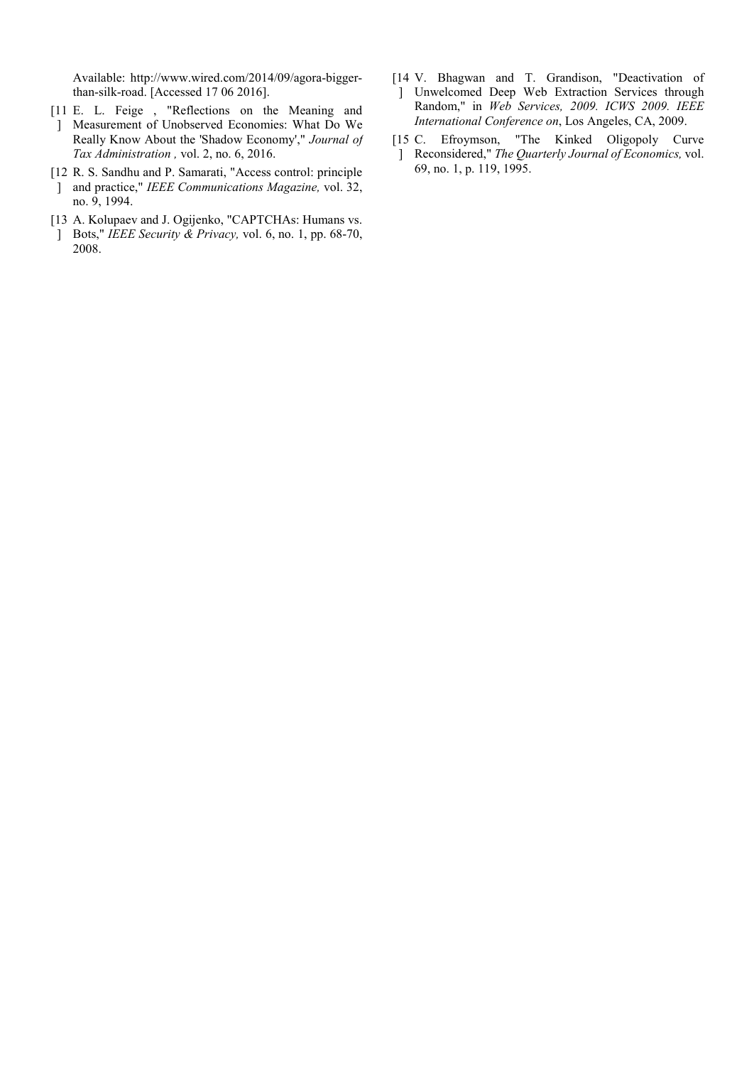Available: http://www.wired.com/2014/09/agora-bigger-than-silk-road. [Accessed 17 06 2016].

[11] E. L. Feige , "Reflections on the Meaning and Measurement of Unobserved Economies: What Do We Really Know About the 'Shadow Economy'," *Journal of Tax Administration ,* vol. 2, no. 6, 2016.

[12] R. S. Sandhu and P. Samarati, "Access control: principle and practice," *IEEE Communications Magazine,* vol. 32, no. 9, 1994.

[13] A. Kolupaev and J. Ogijenko, "CAPTCHAs: Humans vs. Bots," *IEEE Security & Privacy,* vol. 6, no. 1, pp. 68-70, 2008.

[14] V. Bhagwan and T. Grandison, "Deactivation of Unwelcomed Deep Web Extraction Services through Random," in *Web Services, 2009. ICWS 2009. IEEE International Conference on*, Los Angeles, CA, 2009.

[15] C. Efroymson, "The Kinked Oligopoly Curve Reconsidered," *The Quarterly Journal of Economics,* vol. 69, no. 1, p. 119, 1995.